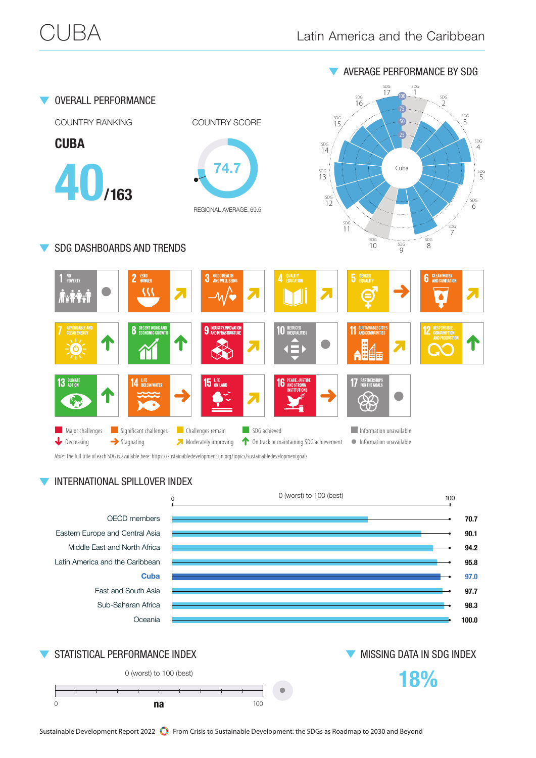# CUBA

Latin America and the Caribbean

## OVERALL PERFORMANCE

COUNTRY RANKING

**CUBA**

**40**/163

COUNTRY SCORE

74.7

REGIONAL AVERAGE: 69.5

## AVERAGE PERFORMANCE BY SDG

## SDG DASHBOARDS AND TRENDS

| SDG | Trend |
|---|---|
| 1 No Poverty | Information unavailable |
| 2 Zero Hunger | Moderately improving |
| 3 Good Health and Well-Being | Moderately improving |
| 4 Quality Education | Moderately improving |
| 5 Gender Equality | Stagnating |
| 6 Clean Water and Sanitation | Moderately improving |
| 7 Affordable and Clean Energy | On track or maintaining SDG achievement |
| 8 Decent Work and Economic Growth | On track or maintaining SDG achievement |
| 9 Industry, Innovation and Infrastructure | Moderately improving |
| 10 Reduced Inequalities | Information unavailable |
| 11 Sustainable Cities and Communities | Moderately improving |
| 12 Responsible Consumption and Production | On track or maintaining SDG achievement |
| 13 Climate Action | On track or maintaining SDG achievement |
| 14 Life Below Water | Stagnating |
| 15 Life on Land | Moderately improving |
| 16 Peace, Justice and Strong Institutions | Stagnating |
| 17 Partnerships for the Goals | Information unavailable |

Major challenges · Significant challenges · Challenges remain · SDG achieved · Information unavailable

Decreasing · Stagnating · Moderately improving · On track or maintaining SDG achievement · Information unavailable

*Note:* The full title of each SDG is available here: https://sustainabledevelopment.un.org/topics/sustainabledevelopmentgoals

## INTERNATIONAL SPILLOVER INDEX

0 (worst) to 100 (best)

| Region | Score |
|---|---|
| OECD members | 70.7 |
| Eastern Europe and Central Asia | 90.1 |
| Middle East and North Africa | 94.2 |
| Latin America and the Caribbean | 95.8 |
| **Cuba** | **97.0** |
| East and South Asia | 97.7 |
| Sub-Saharan Africa | 98.3 |
| Oceania | 100.0 |

## STATISTICAL PERFORMANCE INDEX

0 (worst) to 100 (best)

0 **na** 100

## MISSING DATA IN SDG INDEX

**18%**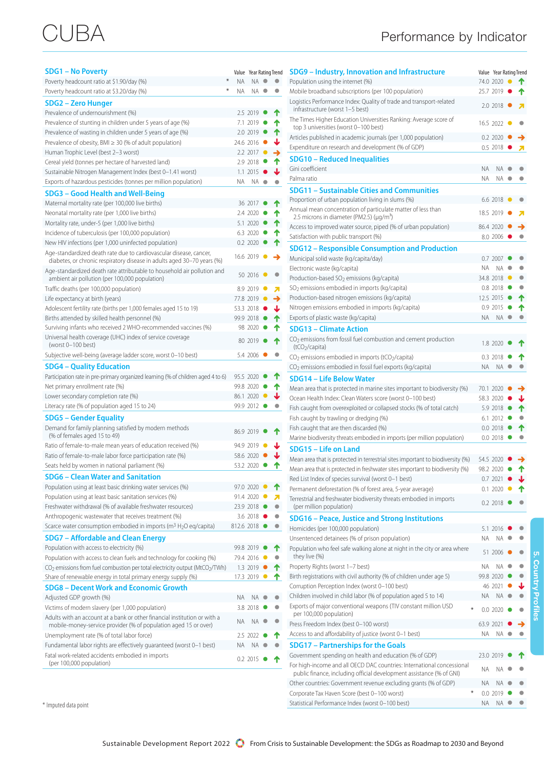# CUBA

## Performance by Indicator

### SDG1 – No Poverty

| Indicator | | Value | Year | Rating | Trend |
|---|---|---|---|---|---|
| Poverty headcount ratio at \$1.90/day (%) | * | NA | NA | ● | ● |
| Poverty headcount ratio at \$3.20/day (%) | * | NA | NA | ● | ● |

### SDG2 – Zero Hunger

| Indicator | Value | Year | Rating | Trend |
|---|---|---|---|---|
| Prevalence of undernourishment (%) | 2.5 | 2019 | ● | ↑ |
| Prevalence of stunting in children under 5 years of age (%) | 7.1 | 2019 | ● | ↑ |
| Prevalence of wasting in children under 5 years of age (%) | 2.0 | 2019 | ● | ↑ |
| Prevalence of obesity, BMI ≥ 30 (% of adult population) | 24.6 | 2016 | ● | ↓ |
| Human Trophic Level (best 2–3 worst) | 2.2 | 2017 | ● | → |
| Cereal yield (tonnes per hectare of harvested land) | 2.9 | 2018 | ● | ↑ |
| Sustainable Nitrogen Management Index (best 0–1.41 worst) | 1.1 | 2015 | ● | ↓ |
| Exports of hazardous pesticides (tonnes per million population) | NA | NA | ● | ● |

### SDG3 – Good Health and Well-Being

| Indicator | Value | Year | Rating | Trend |
|---|---|---|---|---|
| Maternal mortality rate (per 100,000 live births) | 36 | 2017 | ● | ↑ |
| Neonatal mortality rate (per 1,000 live births) | 2.4 | 2020 | ● | ↑ |
| Mortality rate, under-5 (per 1,000 live births) | 5.1 | 2020 | ● | ↑ |
| Incidence of tuberculosis (per 100,000 population) | 6.3 | 2020 | ● | ↑ |
| New HIV infections (per 1,000 uninfected population) | 0.2 | 2020 | ● | ↑ |
| Age-standardized death rate due to cardiovascular disease, cancer, diabetes, or chronic respiratory disease in adults aged 30–70 years (%) | 16.6 | 2019 | ● | → |
| Age-standardized death rate attributable to household air pollution and ambient air pollution (per 100,000 population) | 50 | 2016 | ● | ● |
| Traffic deaths (per 100,000 population) | 8.9 | 2019 | ● | ↗ |
| Life expectancy at birth (years) | 77.8 | 2019 | ● | → |
| Adolescent fertility rate (births per 1,000 females aged 15 to 19) | 53.3 | 2018 | ● | ↓ |
| Births attended by skilled health personnel (%) | 99.9 | 2018 | ● | ↑ |
| Surviving infants who received 2 WHO-recommended vaccines (%) | 98 | 2020 | ● | ↑ |
| Universal health coverage (UHC) index of service coverage (worst 0–100 best) | 80 | 2019 | ● | ↑ |
| Subjective well-being (average ladder score, worst 0–10 best) | 5.4 | 2006 | ● | ● |

### SDG4 – Quality Education

| Indicator | Value | Year | Rating | Trend |
|---|---|---|---|---|
| Participation rate in pre-primary organized learning (% of children aged 4 to 6) | 95.5 | 2020 | ● | ↑ |
| Net primary enrollment rate (%) | 99.8 | 2020 | ● | ↑ |
| Lower secondary completion rate (%) | 86.1 | 2020 | ● | ↓ |
| Literacy rate (% of population aged 15 to 24) | 99.9 | 2012 | ● | ● |

### SDG5 – Gender Equality

| Indicator | Value | Year | Rating | Trend |
|---|---|---|---|---|
| Demand for family planning satisfied by modern methods (% of females aged 15 to 49) | 86.9 | 2019 | ● | ↑ |
| Ratio of female-to-male mean years of education received (%) | 94.9 | 2019 | ● | ↓ |
| Ratio of female-to-male labor force participation rate (%) | 58.6 | 2020 | ● | ↓ |
| Seats held by women in national parliament (%) | 53.2 | 2020 | ● | ↑ |

### SDG6 – Clean Water and Sanitation

| Indicator | Value | Year | Rating | Trend |
|---|---|---|---|---|
| Population using at least basic drinking water services (%) | 97.0 | 2020 | ● | ↑ |
| Population using at least basic sanitation services (%) | 91.4 | 2020 | ● | ↗ |
| Freshwater withdrawal (% of available freshwater resources) | 23.9 | 2018 | ● | ● |
| Anthropogenic wastewater that receives treatment (%) | 3.6 | 2018 | ● | ● |
| Scarce water consumption embodied in imports ($m^3$ $H_2O$ eq/capita) | 812.6 | 2018 | ● | ● |

### SDG7 – Affordable and Clean Energy

| Indicator | Value | Year | Rating | Trend |
|---|---|---|---|---|
| Population with access to electricity (%) | 99.8 | 2019 | ● | ↑ |
| Population with access to clean fuels and technology for cooking (%) | 79.4 | 2016 | ● | ● |
| $CO_2$ emissions from fuel combustion per total electricity output ($MtCO_2$/TWh) | 1.3 | 2019 | ● | ↑ |
| Share of renewable energy in total primary energy supply (%) | 17.3 | 2019 | ● | ↑ |

### SDG8 – Decent Work and Economic Growth

| Indicator | Value | Year | Rating | Trend |
|---|---|---|---|---|
| Adjusted GDP growth (%) | NA | NA | ● | ● |
| Victims of modern slavery (per 1,000 population) | 3.8 | 2018 | ● | ● |
| Adults with an account at a bank or other financial institution or with a mobile-money-service provider (% of population aged 15 or over) | NA | NA | ● | ● |
| Unemployment rate (% of total labor force) | 2.5 | 2022 | ● | ↑ |
| Fundamental labor rights are effectively guaranteed (worst 0–1 best) | NA | NA | ● | ● |
| Fatal work-related accidents embodied in imports (per 100,000 population) | 0.2 | 2015 | ● | ↑ |

\* Imputed data point

### SDG9 – Industry, Innovation and Infrastructure

| Indicator | Value | Year | Rating | Trend |
|---|---|---|---|---|
| Population using the internet (%) | 74.0 | 2020 | ● | ↑ |
| Mobile broadband subscriptions (per 100 population) | 25.7 | 2019 | ● | ↑ |
| Logistics Performance Index: Quality of trade and transport-related infrastructure (worst 1–5 best) | 2.0 | 2018 | ● | ↗ |
| The Times Higher Education Universities Ranking: Average score of top 3 universities (worst 0–100 best) | 16.5 | 2022 | ● | ● |
| Articles published in academic journals (per 1,000 population) | 0.2 | 2020 | ● | → |
| Expenditure on research and development (% of GDP) | 0.5 | 2018 | ● | ↗ |

### SDG10 – Reduced Inequalities

| Indicator | Value | Year | Rating | Trend |
|---|---|---|---|---|
| Gini coefficient | NA | NA | ● | ● |
| Palma ratio | NA | NA | ● | ● |

### SDG11 – Sustainable Cities and Communities

| Indicator | Value | Year | Rating | Trend |
|---|---|---|---|---|
| Proportion of urban population living in slums (%) | 6.6 | 2018 | ● | ● |
| Annual mean concentration of particulate matter of less than 2.5 microns in diameter (PM2.5) ($\mu g/m^3$) | 18.5 | 2019 | ● | ↗ |
| Access to improved water source, piped (% of urban population) | 86.4 | 2020 | ● | → |
| Satisfaction with public transport (%) | 8.0 | 2006 | ● | ● |

### SDG12 – Responsible Consumption and Production

| Indicator | Value | Year | Rating | Trend |
|---|---|---|---|---|
| Municipal solid waste (kg/capita/day) | 0.7 | 2007 | ● | ● |
| Electronic waste (kg/capita) | NA | NA | ● | ● |
| Production-based $SO_2$ emissions (kg/capita) | 34.8 | 2018 | ● | ● |
| $SO_2$ emissions embodied in imports (kg/capita) | 0.8 | 2018 | ● | ● |
| Production-based nitrogen emissions (kg/capita) | 12.5 | 2015 | ● | ↑ |
| Nitrogen emissions embodied in imports (kg/capita) | 0.9 | 2015 | ● | ↑ |
| Exports of plastic waste (kg/capita) | NA | NA | ● | ● |

### SDG13 – Climate Action

| Indicator | Value | Year | Rating | Trend |
|---|---|---|---|---|
| $CO_2$ emissions from fossil fuel combustion and cement production ($tCO_2$/capita) | 1.8 | 2020 | ● | ↑ |
| $CO_2$ emissions embodied in imports ($tCO_2$/capita) | 0.3 | 2018 | ● | ↑ |
| $CO_2$ emissions embodied in fossil fuel exports (kg/capita) | NA | NA | ● | ● |

### SDG14 – Life Below Water

| Indicator | Value | Year | Rating | Trend |
|---|---|---|---|---|
| Mean area that is protected in marine sites important to biodiversity (%) | 70.1 | 2020 | ● | → |
| Ocean Health Index: Clean Waters score (worst 0–100 best) | 58.3 | 2020 | ● | ↓ |
| Fish caught from overexploited or collapsed stocks (% of total catch) | 5.9 | 2018 | ● | ↑ |
| Fish caught by trawling or dredging (%) | 6.1 | 2012 | ● | ● |
| Fish caught that are then discarded (%) | 0.0 | 2018 | ● | ↑ |
| Marine biodiversity threats embodied in imports (per million population) | 0.0 | 2018 | ● | ● |

### SDG15 – Life on Land

| Indicator | Value | Year | Rating | Trend |
|---|---|---|---|---|
| Mean area that is protected in terrestrial sites important to biodiversity (%) | 54.5 | 2020 | ● | → |
| Mean area that is protected in freshwater sites important to biodiversity (%) | 98.2 | 2020 | ● | ↑ |
| Red List Index of species survival (worst 0–1 best) | 0.7 | 2021 | ● | ↓ |
| Permanent deforestation (% of forest area, 5-year average) | 0.1 | 2020 | ● | ↑ |
| Terrestrial and freshwater biodiversity threats embodied in imports (per million population) | 0.2 | 2018 | ● | ● |

### SDG16 – Peace, Justice and Strong Institutions

| Indicator | | Value | Year | Rating | Trend |
|---|---|---|---|---|---|
| Homicides (per 100,000 population) | | 5.1 | 2016 | ● | ● |
| Unsentenced detainees (% of prison population) | | NA | NA | ● | ● |
| Population who feel safe walking alone at night in the city or area where they live (%) | | 51 | 2006 | ● | ● |
| Property Rights (worst 1–7 best) | | NA | NA | ● | ● |
| Birth registrations with civil authority (% of children under age 5) | | 99.8 | 2020 | ● | ● |
| Corruption Perception Index (worst 0–100 best) | | 46 | 2021 | ● | ↓ |
| Children involved in child labor (% of population aged 5 to 14) | | NA | NA | ● | ● |
| Exports of major conventional weapons (TIV constant million USD per 100,000 population) | * | 0.0 | 2020 | ● | ● |
| Press Freedom Index (best 0–100 worst) | | 63.9 | 2021 | ● | → |
| Access to and affordability of justice (worst 0–1 best) | | NA | NA | ● | ● |

### SDG17 – Partnerships for the Goals

| Indicator | | Value | Year | Rating | Trend |
|---|---|---|---|---|---|
| Government spending on health and education (% of GDP) | | 23.0 | 2019 | ● | ↑ |
| For high-income and all OECD DAC countries: International concessional public finance, including official development assistance (% of GNI) | | NA | NA | ● | ● |
| Other countries: Government revenue excluding grants (% of GDP) | | NA | NA | ● | ● |
| Corporate Tax Haven Score (best 0–100 worst) | * | 0.0 | 2019 | ● | ● |
| Statistical Performance Index (worst 0–100 best) | | NA | NA | ● | ● |